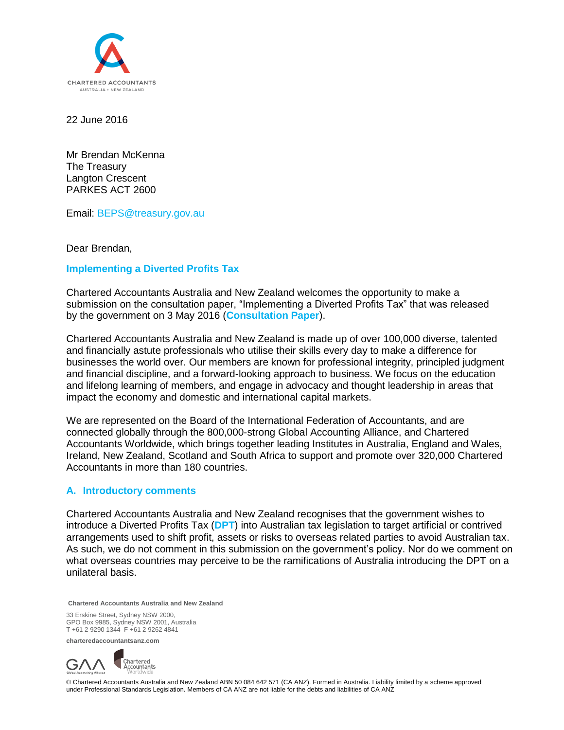CHARTERED ACCOUNTANTS
AUSTRALIA + NEW ZEALAND

22 June 2016

Mr Brendan McKenna
The Treasury
Langton Crescent
PARKES ACT 2600

Email: BEPS@treasury.gov.au

Dear Brendan,

## Implementing a Diverted Profits Tax

Chartered Accountants Australia and New Zealand welcomes the opportunity to make a submission on the consultation paper, "Implementing a Diverted Profits Tax" that was released by the government on 3 May 2016 (**Consultation Paper**).

Chartered Accountants Australia and New Zealand is made up of over 100,000 diverse, talented and financially astute professionals who utilise their skills every day to make a difference for businesses the world over. Our members are known for professional integrity, principled judgment and financial discipline, and a forward-looking approach to business. We focus on the education and lifelong learning of members, and engage in advocacy and thought leadership in areas that impact the economy and domestic and international capital markets.

We are represented on the Board of the International Federation of Accountants, and are connected globally through the 800,000-strong Global Accounting Alliance, and Chartered Accountants Worldwide, which brings together leading Institutes in Australia, England and Wales, Ireland, New Zealand, Scotland and South Africa to support and promote over 320,000 Chartered Accountants in more than 180 countries.

### A. Introductory comments

Chartered Accountants Australia and New Zealand recognises that the government wishes to introduce a Diverted Profits Tax (**DPT**) into Australian tax legislation to target artificial or contrived arrangements used to shift profit, assets or risks to overseas related parties to avoid Australian tax. As such, we do not comment in this submission on the government's policy. Nor do we comment on what overseas countries may perceive to be the ramifications of Australia introducing the DPT on a unilateral basis.

**Chartered Accountants Australia and New Zealand**

33 Erskine Street, Sydney NSW 2000,
GPO Box 9985, Sydney NSW 2001, Australia
T +61 2 9290 1344 F +61 2 9262 4841

**charteredaccountantsanz.com**

© Chartered Accountants Australia and New Zealand ABN 50 084 642 571 (CA ANZ). Formed in Australia. Liability limited by a scheme approved under Professional Standards Legislation. Members of CA ANZ are not liable for the debts and liabilities of CA ANZ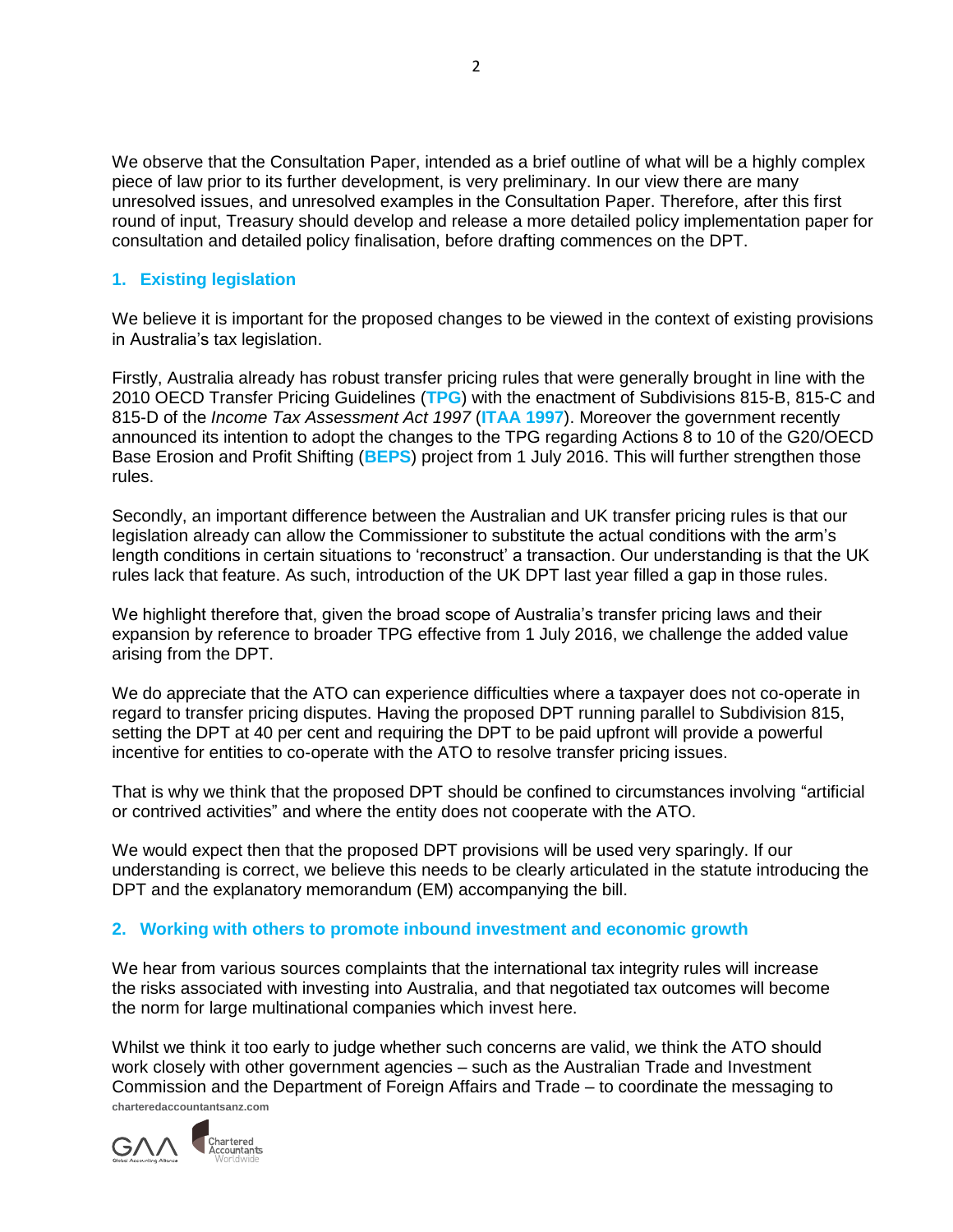We observe that the Consultation Paper, intended as a brief outline of what will be a highly complex piece of law prior to its further development, is very preliminary. In our view there are many unresolved issues, and unresolved examples in the Consultation Paper. Therefore, after this first round of input, Treasury should develop and release a more detailed policy implementation paper for consultation and detailed policy finalisation, before drafting commences on the DPT.

## 1. Existing legislation

We believe it is important for the proposed changes to be viewed in the context of existing provisions in Australia's tax legislation.

Firstly, Australia already has robust transfer pricing rules that were generally brought in line with the 2010 OECD Transfer Pricing Guidelines (**TPG**) with the enactment of Subdivisions 815-B, 815-C and 815-D of the *Income Tax Assessment Act 1997* (**ITAA 1997**). Moreover the government recently announced its intention to adopt the changes to the TPG regarding Actions 8 to 10 of the G20/OECD Base Erosion and Profit Shifting (**BEPS**) project from 1 July 2016. This will further strengthen those rules.

Secondly, an important difference between the Australian and UK transfer pricing rules is that our legislation already can allow the Commissioner to substitute the actual conditions with the arm's length conditions in certain situations to 'reconstruct' a transaction. Our understanding is that the UK rules lack that feature. As such, introduction of the UK DPT last year filled a gap in those rules.

We highlight therefore that, given the broad scope of Australia's transfer pricing laws and their expansion by reference to broader TPG effective from 1 July 2016, we challenge the added value arising from the DPT.

We do appreciate that the ATO can experience difficulties where a taxpayer does not co-operate in regard to transfer pricing disputes. Having the proposed DPT running parallel to Subdivision 815, setting the DPT at 40 per cent and requiring the DPT to be paid upfront will provide a powerful incentive for entities to co-operate with the ATO to resolve transfer pricing issues.

That is why we think that the proposed DPT should be confined to circumstances involving "artificial or contrived activities" and where the entity does not cooperate with the ATO.

We would expect then that the proposed DPT provisions will be used very sparingly. If our understanding is correct, we believe this needs to be clearly articulated in the statute introducing the DPT and the explanatory memorandum (EM) accompanying the bill.

## 2. Working with others to promote inbound investment and economic growth

We hear from various sources complaints that the international tax integrity rules will increase the risks associated with investing into Australia, and that negotiated tax outcomes will become the norm for large multinational companies which invest here.

Whilst we think it too early to judge whether such concerns are valid, we think the ATO should work closely with other government agencies – such as the Australian Trade and Investment Commission and the Department of Foreign Affairs and Trade – to coordinate the messaging to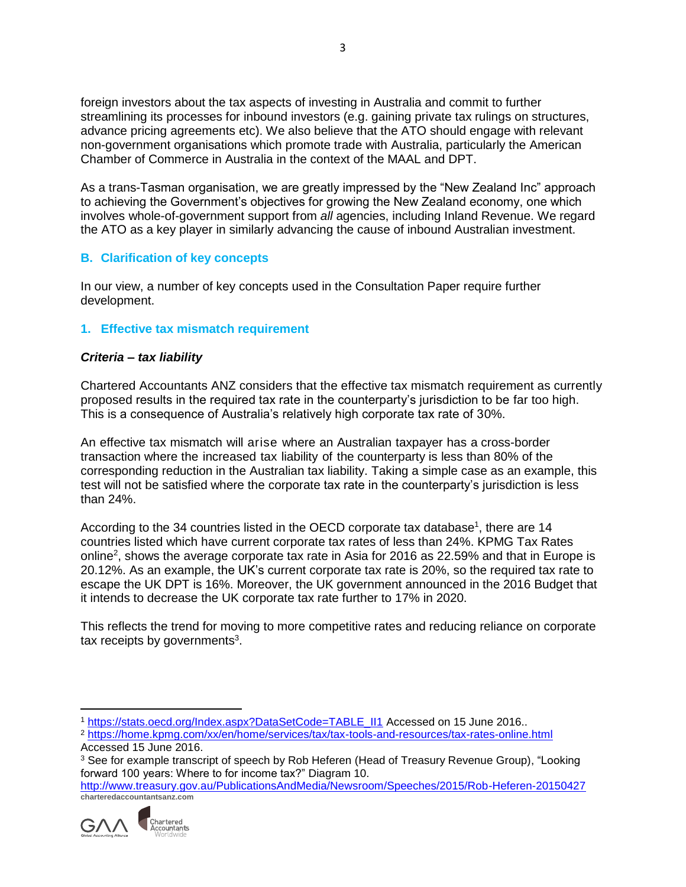foreign investors about the tax aspects of investing in Australia and commit to further streamlining its processes for inbound investors (e.g. gaining private tax rulings on structures, advance pricing agreements etc). We also believe that the ATO should engage with relevant non-government organisations which promote trade with Australia, particularly the American Chamber of Commerce in Australia in the context of the MAAL and DPT.

As a trans-Tasman organisation, we are greatly impressed by the "New Zealand Inc" approach to achieving the Government's objectives for growing the New Zealand economy, one which involves whole-of-government support from *all* agencies, including Inland Revenue. We regard the ATO as a key player in similarly advancing the cause of inbound Australian investment.

## B. Clarification of key concepts

In our view, a number of key concepts used in the Consultation Paper require further development.

### 1. Effective tax mismatch requirement

***Criteria – tax liability***

Chartered Accountants ANZ considers that the effective tax mismatch requirement as currently proposed results in the required tax rate in the counterparty's jurisdiction to be far too high. This is a consequence of Australia's relatively high corporate tax rate of 30%.

An effective tax mismatch will arise where an Australian taxpayer has a cross-border transaction where the increased tax liability of the counterparty is less than 80% of the corresponding reduction in the Australian tax liability. Taking a simple case as an example, this test will not be satisfied where the corporate tax rate in the counterparty's jurisdiction is less than 24%.

According to the 34 countries listed in the OECD corporate tax database[1], there are 14 countries listed which have current corporate tax rates of less than 24%. KPMG Tax Rates online[2], shows the average corporate tax rate in Asia for 2016 as 22.59% and that in Europe is 20.12%. As an example, the UK's current corporate tax rate is 20%, so the required tax rate to escape the UK DPT is 16%. Moreover, the UK government announced in the 2016 Budget that it intends to decrease the UK corporate tax rate further to 17% in 2020.

This reflects the trend for moving to more competitive rates and reducing reliance on corporate tax receipts by governments[3].

---

[1] https://stats.oecd.org/Index.aspx?DataSetCode=TABLE_II1 Accessed on 15 June 2016..

[2] https://home.kpmg.com/xx/en/home/services/tax/tax-tools-and-resources/tax-rates-online.html Accessed 15 June 2016.

[3] See for example transcript of speech by Rob Heferen (Head of Treasury Revenue Group), "Looking forward 100 years: Where to for income tax?" Diagram 10. http://www.treasury.gov.au/PublicationsAndMedia/Newsroom/Speeches/2015/Rob-Heferen-20150427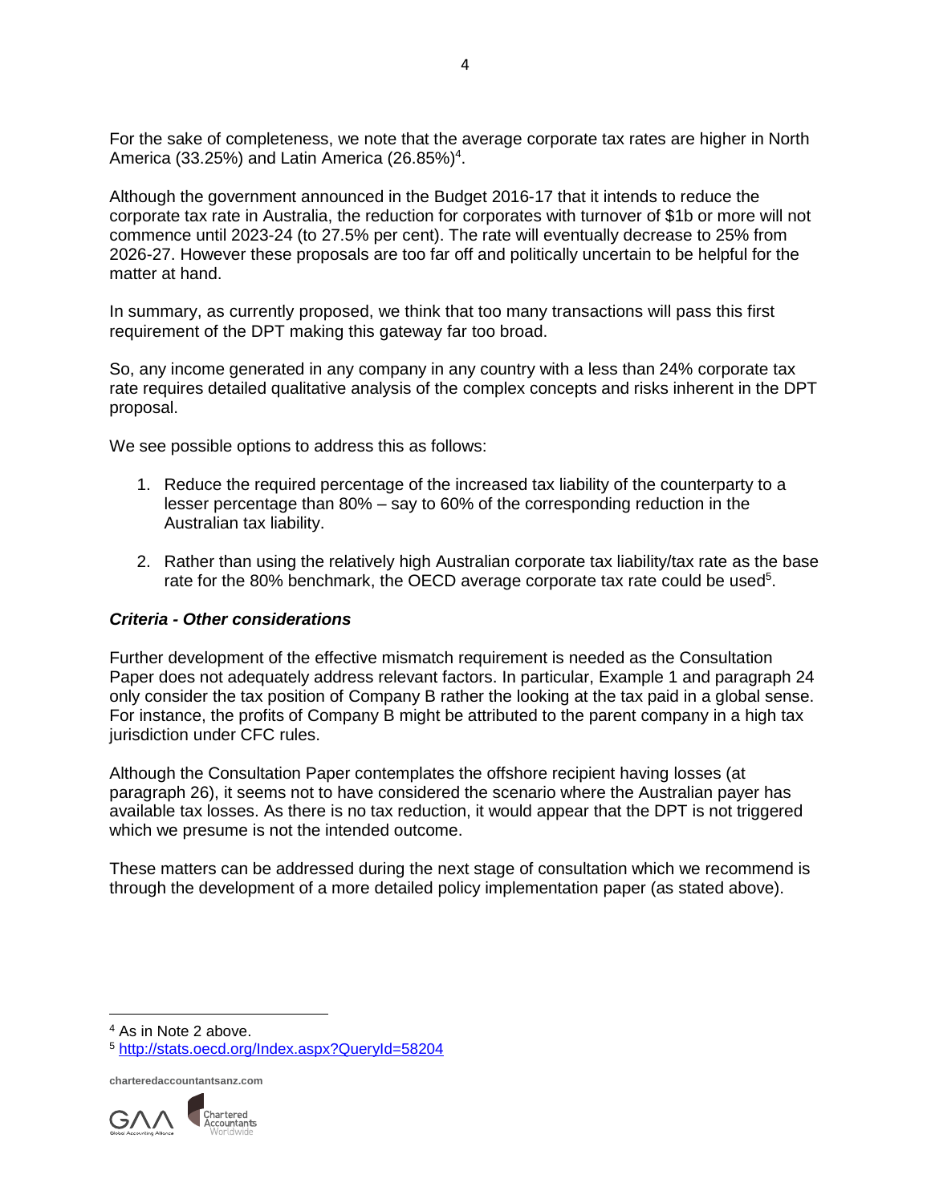For the sake of completeness, we note that the average corporate tax rates are higher in North America (33.25%) and Latin America (26.85%)[4].

Although the government announced in the Budget 2016-17 that it intends to reduce the corporate tax rate in Australia, the reduction for corporates with turnover of $1b or more will not commence until 2023-24 (to 27.5% per cent). The rate will eventually decrease to 25% from 2026-27. However these proposals are too far off and politically uncertain to be helpful for the matter at hand.

In summary, as currently proposed, we think that too many transactions will pass this first requirement of the DPT making this gateway far too broad.

So, any income generated in any company in any country with a less than 24% corporate tax rate requires detailed qualitative analysis of the complex concepts and risks inherent in the DPT proposal.

We see possible options to address this as follows:

1. Reduce the required percentage of the increased tax liability of the counterparty to a lesser percentage than 80% – say to 60% of the corresponding reduction in the Australian tax liability.

2. Rather than using the relatively high Australian corporate tax liability/tax rate as the base rate for the 80% benchmark, the OECD average corporate tax rate could be used[5].

***Criteria - Other considerations***

Further development of the effective mismatch requirement is needed as the Consultation Paper does not adequately address relevant factors. In particular, Example 1 and paragraph 24 only consider the tax position of Company B rather the looking at the tax paid in a global sense. For instance, the profits of Company B might be attributed to the parent company in a high tax jurisdiction under CFC rules.

Although the Consultation Paper contemplates the offshore recipient having losses (at paragraph 26), it seems not to have considered the scenario where the Australian payer has available tax losses. As there is no tax reduction, it would appear that the DPT is not triggered which we presume is not the intended outcome.

These matters can be addressed during the next stage of consultation which we recommend is through the development of a more detailed policy implementation paper (as stated above).

---

[4] As in Note 2 above.

[5] http://stats.oecd.org/Index.aspx?QueryId=58204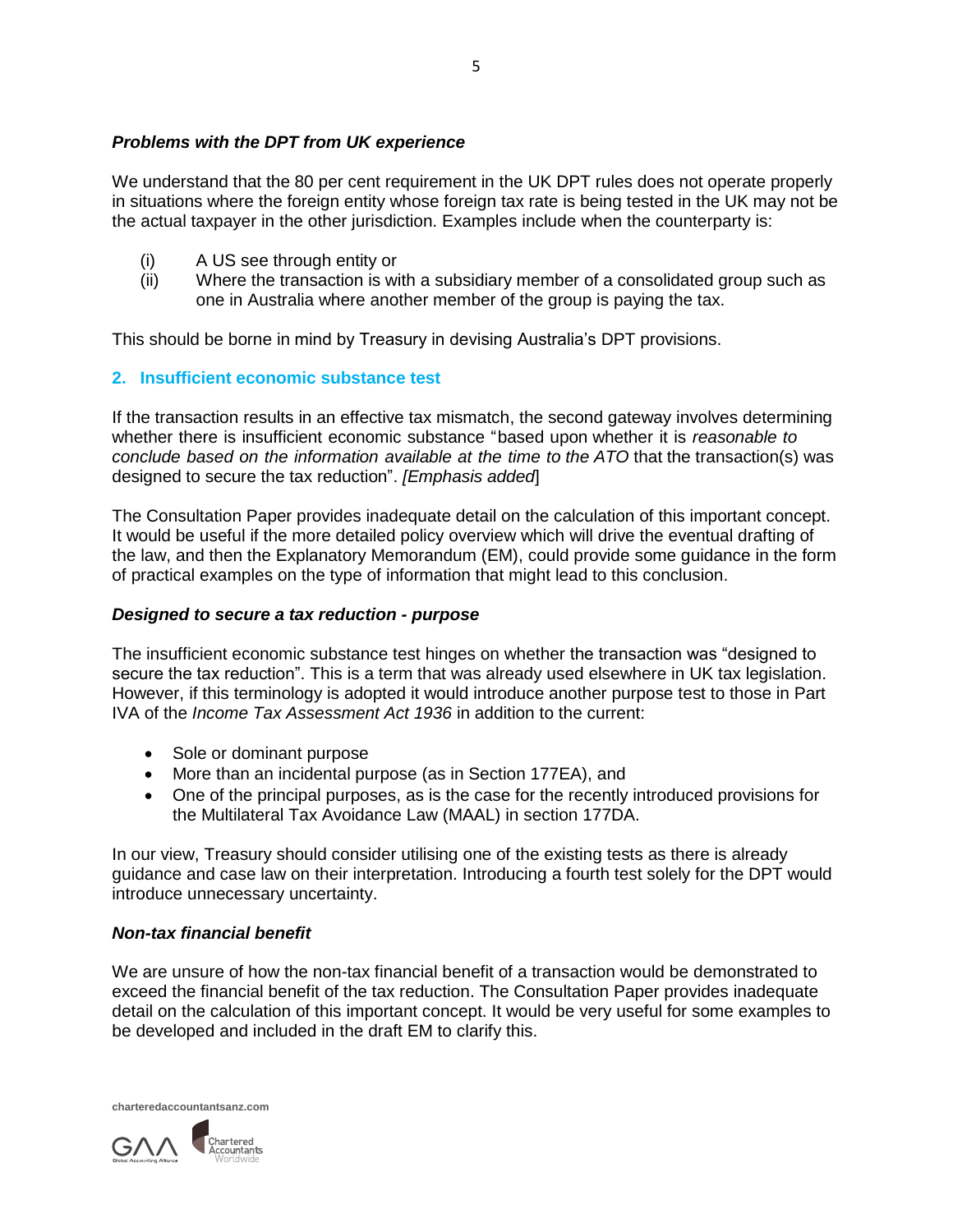### *Problems with the DPT from UK experience*

We understand that the 80 per cent requirement in the UK DPT rules does not operate properly in situations where the foreign entity whose foreign tax rate is being tested in the UK may not be the actual taxpayer in the other jurisdiction. Examples include when the counterparty is:

(i) A US see through entity or
(ii) Where the transaction is with a subsidiary member of a consolidated group such as one in Australia where another member of the group is paying the tax.

This should be borne in mind by Treasury in devising Australia's DPT provisions.

## 2. Insufficient economic substance test

If the transaction results in an effective tax mismatch, the second gateway involves determining whether there is insufficient economic substance "based upon whether it is *reasonable to conclude based on the information available at the time to the ATO* that the transaction(s) was designed to secure the tax reduction". *[Emphasis added*]

The Consultation Paper provides inadequate detail on the calculation of this important concept. It would be useful if the more detailed policy overview which will drive the eventual drafting of the law, and then the Explanatory Memorandum (EM), could provide some guidance in the form of practical examples on the type of information that might lead to this conclusion.

### *Designed to secure a tax reduction - purpose*

The insufficient economic substance test hinges on whether the transaction was "designed to secure the tax reduction". This is a term that was already used elsewhere in UK tax legislation. However, if this terminology is adopted it would introduce another purpose test to those in Part IVA of the *Income Tax Assessment Act 1936* in addition to the current:

- Sole or dominant purpose
- More than an incidental purpose (as in Section 177EA), and
- One of the principal purposes, as is the case for the recently introduced provisions for the Multilateral Tax Avoidance Law (MAAL) in section 177DA.

In our view, Treasury should consider utilising one of the existing tests as there is already guidance and case law on their interpretation. Introducing a fourth test solely for the DPT would introduce unnecessary uncertainty.

### *Non-tax financial benefit*

We are unsure of how the non-tax financial benefit of a transaction would be demonstrated to exceed the financial benefit of the tax reduction. The Consultation Paper provides inadequate detail on the calculation of this important concept. It would be very useful for some examples to be developed and included in the draft EM to clarify this.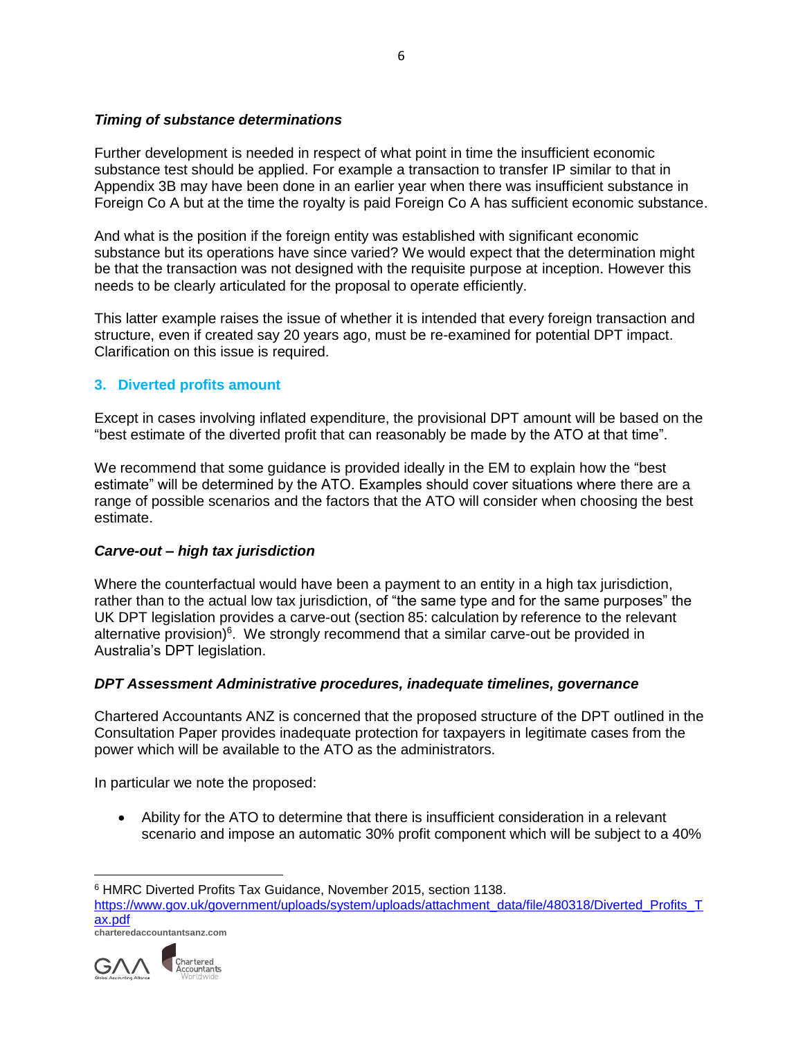***Timing of substance determinations***

Further development is needed in respect of what point in time the insufficient economic substance test should be applied. For example a transaction to transfer IP similar to that in Appendix 3B may have been done in an earlier year when there was insufficient substance in Foreign Co A but at the time the royalty is paid Foreign Co A has sufficient economic substance.

And what is the position if the foreign entity was established with significant economic substance but its operations have since varied? We would expect that the determination might be that the transaction was not designed with the requisite purpose at inception. However this needs to be clearly articulated for the proposal to operate efficiently.

This latter example raises the issue of whether it is intended that every foreign transaction and structure, even if created say 20 years ago, must be re-examined for potential DPT impact. Clarification on this issue is required.

## 3. Diverted profits amount

Except in cases involving inflated expenditure, the provisional DPT amount will be based on the "best estimate of the diverted profit that can reasonably be made by the ATO at that time".

We recommend that some guidance is provided ideally in the EM to explain how the "best estimate" will be determined by the ATO. Examples should cover situations where there are a range of possible scenarios and the factors that the ATO will consider when choosing the best estimate.

***Carve-out – high tax jurisdiction***

Where the counterfactual would have been a payment to an entity in a high tax jurisdiction, rather than to the actual low tax jurisdiction, of "the same type and for the same purposes" the UK DPT legislation provides a carve-out (section 85: calculation by reference to the relevant alternative provision)[6]. We strongly recommend that a similar carve-out be provided in Australia's DPT legislation.

***DPT Assessment Administrative procedures, inadequate timelines, governance***

Chartered Accountants ANZ is concerned that the proposed structure of the DPT outlined in the Consultation Paper provides inadequate protection for taxpayers in legitimate cases from the power which will be available to the ATO as the administrators.

In particular we note the proposed:

- Ability for the ATO to determine that there is insufficient consideration in a relevant scenario and impose an automatic 30% profit component which will be subject to a 40%

---

[6] HMRC Diverted Profits Tax Guidance, November 2015, section 1138. https://www.gov.uk/government/uploads/system/uploads/attachment_data/file/480318/Diverted_Profits_Tax.pdf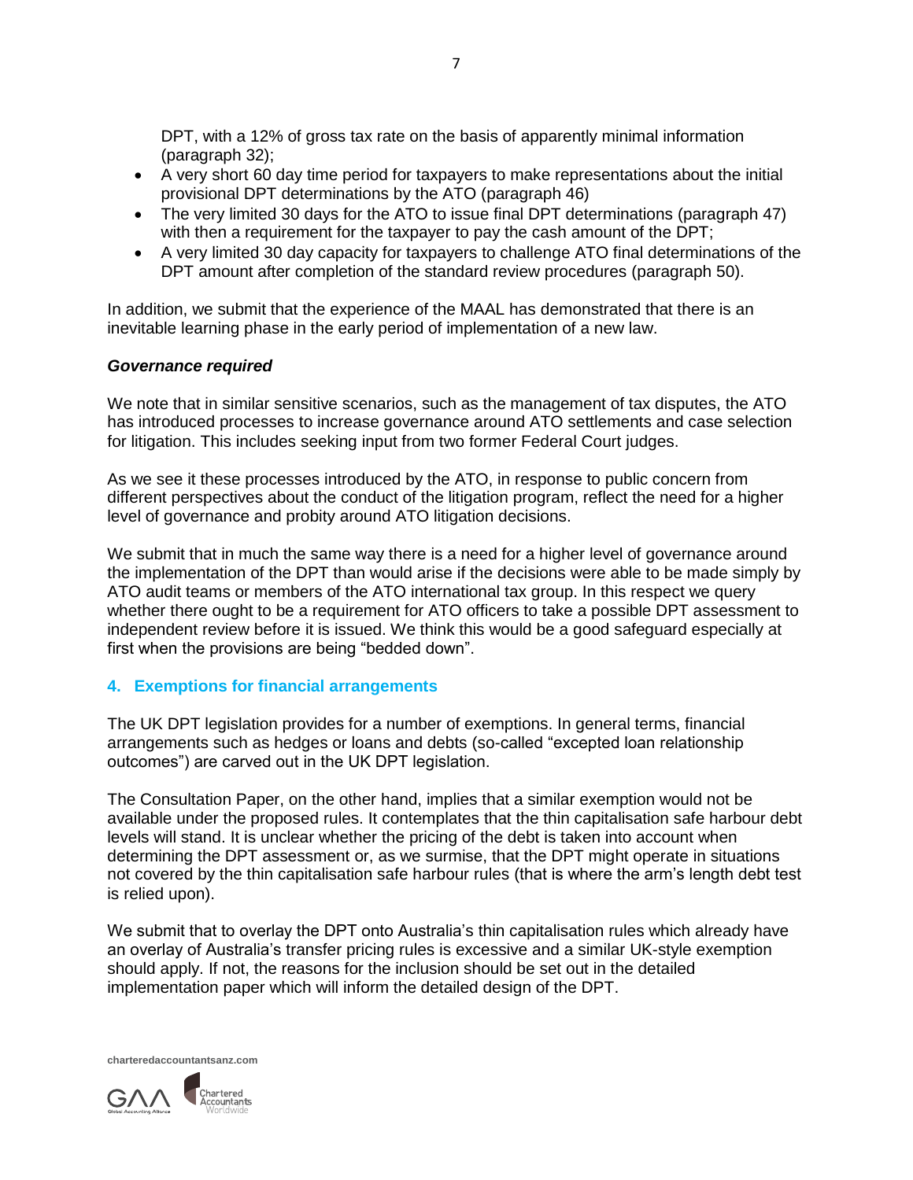DPT, with a 12% of gross tax rate on the basis of apparently minimal information (paragraph 32);

- A very short 60 day time period for taxpayers to make representations about the initial provisional DPT determinations by the ATO (paragraph 46)
- The very limited 30 days for the ATO to issue final DPT determinations (paragraph 47) with then a requirement for the taxpayer to pay the cash amount of the DPT;
- A very limited 30 day capacity for taxpayers to challenge ATO final determinations of the DPT amount after completion of the standard review procedures (paragraph 50).

In addition, we submit that the experience of the MAAL has demonstrated that there is an inevitable learning phase in the early period of implementation of a new law.

***Governance required***

We note that in similar sensitive scenarios, such as the management of tax disputes, the ATO has introduced processes to increase governance around ATO settlements and case selection for litigation. This includes seeking input from two former Federal Court judges.

As we see it these processes introduced by the ATO, in response to public concern from different perspectives about the conduct of the litigation program, reflect the need for a higher level of governance and probity around ATO litigation decisions.

We submit that in much the same way there is a need for a higher level of governance around the implementation of the DPT than would arise if the decisions were able to be made simply by ATO audit teams or members of the ATO international tax group. In this respect we query whether there ought to be a requirement for ATO officers to take a possible DPT assessment to independent review before it is issued. We think this would be a good safeguard especially at first when the provisions are being “bedded down”.

## 4. Exemptions for financial arrangements

The UK DPT legislation provides for a number of exemptions. In general terms, financial arrangements such as hedges or loans and debts (so-called “excepted loan relationship outcomes”) are carved out in the UK DPT legislation.

The Consultation Paper, on the other hand, implies that a similar exemption would not be available under the proposed rules. It contemplates that the thin capitalisation safe harbour debt levels will stand. It is unclear whether the pricing of the debt is taken into account when determining the DPT assessment or, as we surmise, that the DPT might operate in situations not covered by the thin capitalisation safe harbour rules (that is where the arm’s length debt test is relied upon).

We submit that to overlay the DPT onto Australia’s thin capitalisation rules which already have an overlay of Australia’s transfer pricing rules is excessive and a similar UK-style exemption should apply. If not, the reasons for the inclusion should be set out in the detailed implementation paper which will inform the detailed design of the DPT.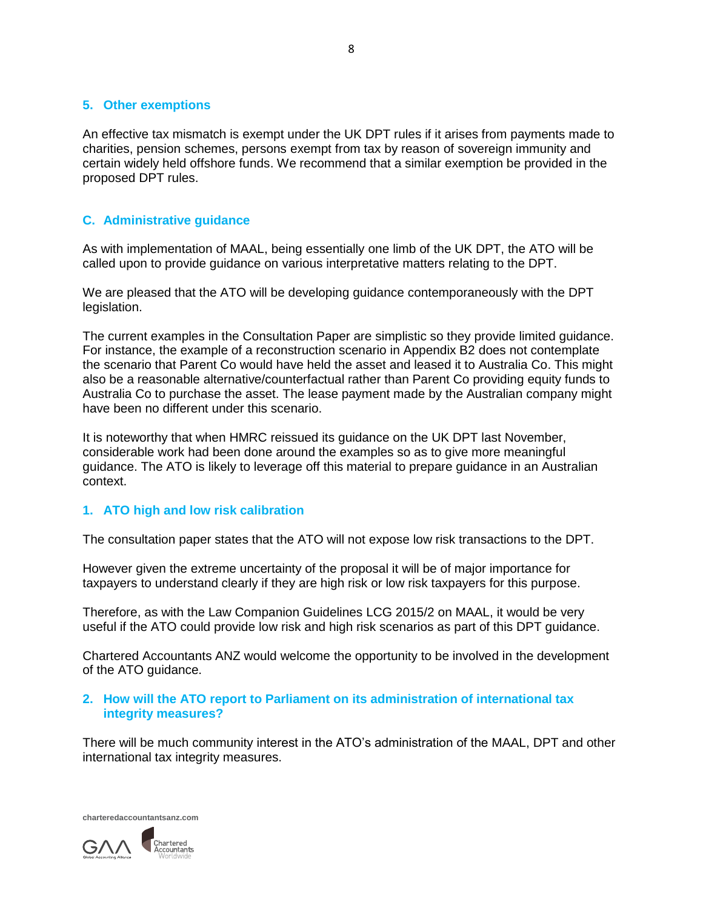### 5. Other exemptions

An effective tax mismatch is exempt under the UK DPT rules if it arises from payments made to charities, pension schemes, persons exempt from tax by reason of sovereign immunity and certain widely held offshore funds. We recommend that a similar exemption be provided in the proposed DPT rules.

## C. Administrative guidance

As with implementation of MAAL, being essentially one limb of the UK DPT, the ATO will be called upon to provide guidance on various interpretative matters relating to the DPT.

We are pleased that the ATO will be developing guidance contemporaneously with the DPT legislation.

The current examples in the Consultation Paper are simplistic so they provide limited guidance. For instance, the example of a reconstruction scenario in Appendix B2 does not contemplate the scenario that Parent Co would have held the asset and leased it to Australia Co. This might also be a reasonable alternative/counterfactual rather than Parent Co providing equity funds to Australia Co to purchase the asset. The lease payment made by the Australian company might have been no different under this scenario.

It is noteworthy that when HMRC reissued its guidance on the UK DPT last November, considerable work had been done around the examples so as to give more meaningful guidance. The ATO is likely to leverage off this material to prepare guidance in an Australian context.

### 1. ATO high and low risk calibration

The consultation paper states that the ATO will not expose low risk transactions to the DPT.

However given the extreme uncertainty of the proposal it will be of major importance for taxpayers to understand clearly if they are high risk or low risk taxpayers for this purpose.

Therefore, as with the Law Companion Guidelines LCG 2015/2 on MAAL, it would be very useful if the ATO could provide low risk and high risk scenarios as part of this DPT guidance.

Chartered Accountants ANZ would welcome the opportunity to be involved in the development of the ATO guidance.

### 2. How will the ATO report to Parliament on its administration of international tax integrity measures?

There will be much community interest in the ATO's administration of the MAAL, DPT and other international tax integrity measures.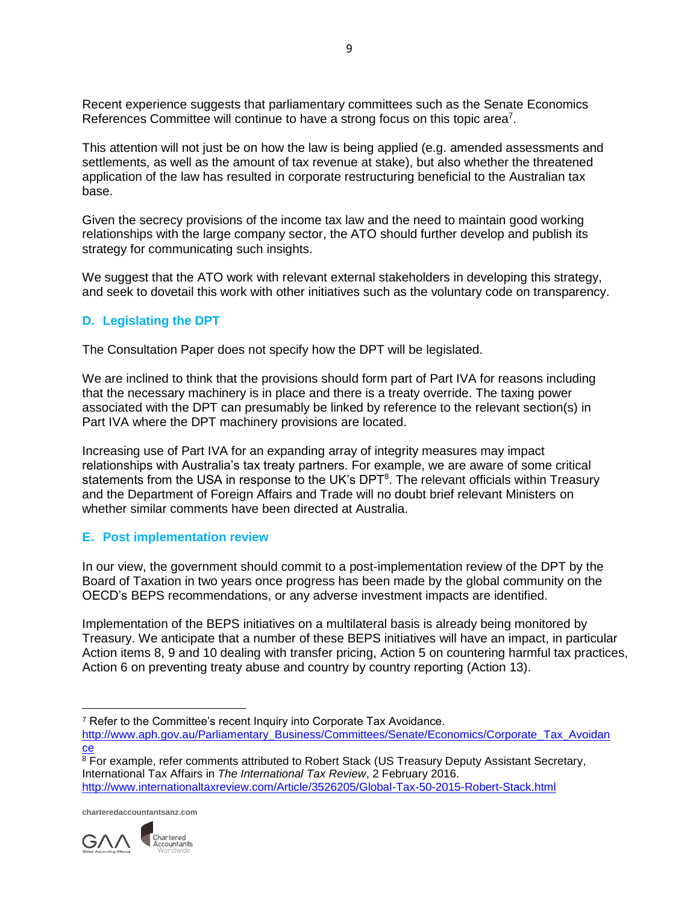Recent experience suggests that parliamentary committees such as the Senate Economics References Committee will continue to have a strong focus on this topic area[7].

This attention will not just be on how the law is being applied (e.g. amended assessments and settlements, as well as the amount of tax revenue at stake), but also whether the threatened application of the law has resulted in corporate restructuring beneficial to the Australian tax base.

Given the secrecy provisions of the income tax law and the need to maintain good working relationships with the large company sector, the ATO should further develop and publish its strategy for communicating such insights.

We suggest that the ATO work with relevant external stakeholders in developing this strategy, and seek to dovetail this work with other initiatives such as the voluntary code on transparency.

### D. Legislating the DPT

The Consultation Paper does not specify how the DPT will be legislated.

We are inclined to think that the provisions should form part of Part IVA for reasons including that the necessary machinery is in place and there is a treaty override. The taxing power associated with the DPT can presumably be linked by reference to the relevant section(s) in Part IVA where the DPT machinery provisions are located.

Increasing use of Part IVA for an expanding array of integrity measures may impact relationships with Australia's tax treaty partners. For example, we are aware of some critical statements from the USA in response to the UK's DPT[8]. The relevant officials within Treasury and the Department of Foreign Affairs and Trade will no doubt brief relevant Ministers on whether similar comments have been directed at Australia.

### E. Post implementation review

In our view, the government should commit to a post-implementation review of the DPT by the Board of Taxation in two years once progress has been made by the global community on the OECD's BEPS recommendations, or any adverse investment impacts are identified.

Implementation of the BEPS initiatives on a multilateral basis is already being monitored by Treasury. We anticipate that a number of these BEPS initiatives will have an impact, in particular Action items 8, 9 and 10 dealing with transfer pricing, Action 5 on countering harmful tax practices, Action 6 on preventing treaty abuse and country by country reporting (Action 13).

---

[7] Refer to the Committee's recent Inquiry into Corporate Tax Avoidance. http://www.aph.gov.au/Parliamentary_Business/Committees/Senate/Economics/Corporate_Tax_Avoidance

[8] For example, refer comments attributed to Robert Stack (US Treasury Deputy Assistant Secretary, International Tax Affairs in *The International Tax Review*, 2 February 2016. http://www.internationaltaxreview.com/Article/3526205/Global-Tax-50-2015-Robert-Stack.html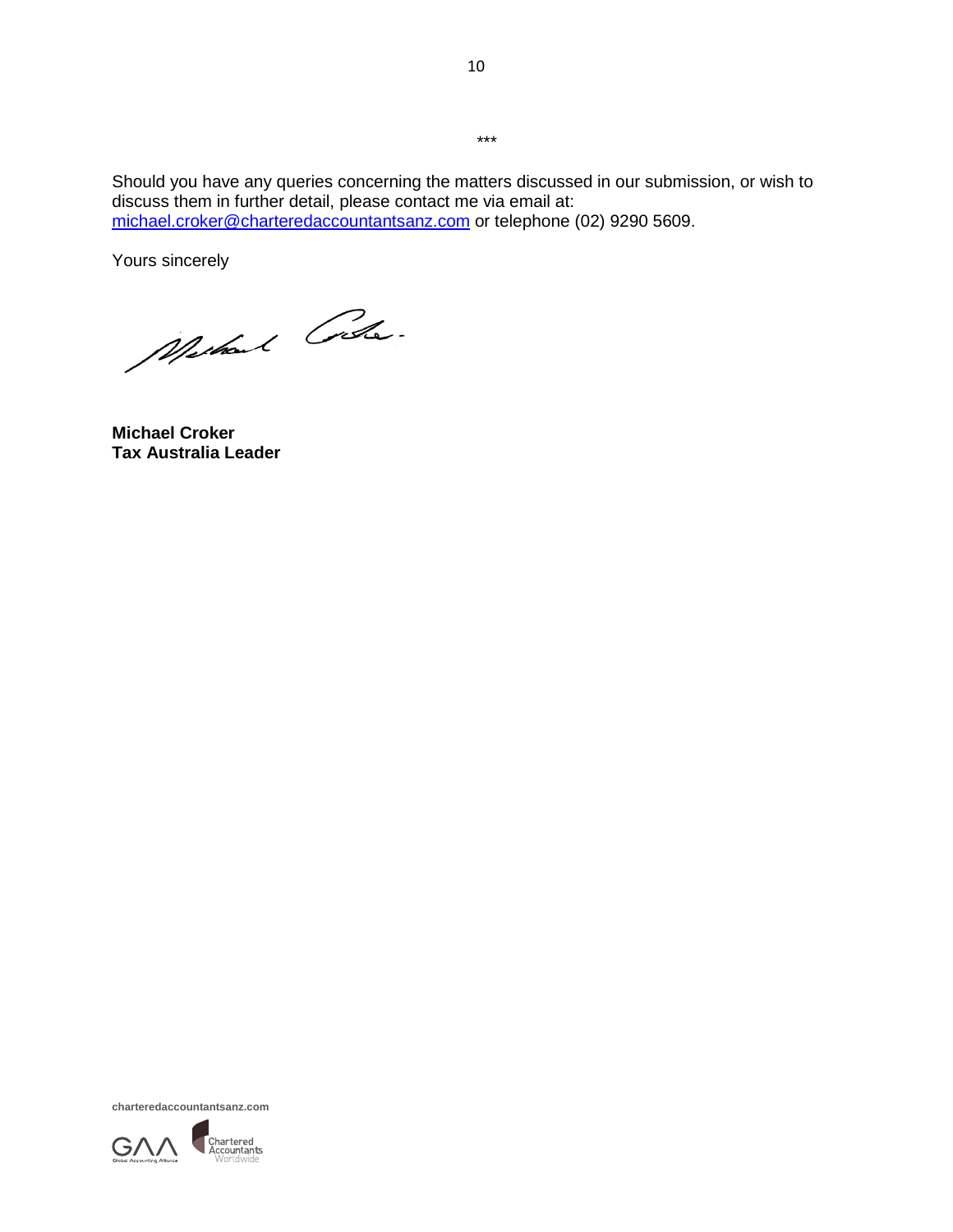***

Should you have any queries concerning the matters discussed in our submission, or wish to discuss them in further detail, please contact me via email at: michael.croker@charteredaccountantsanz.com or telephone (02) 9290 5609.

Yours sincerely

**Michael Croker**
**Tax Australia Leader**

charteredaccountantsanz.com